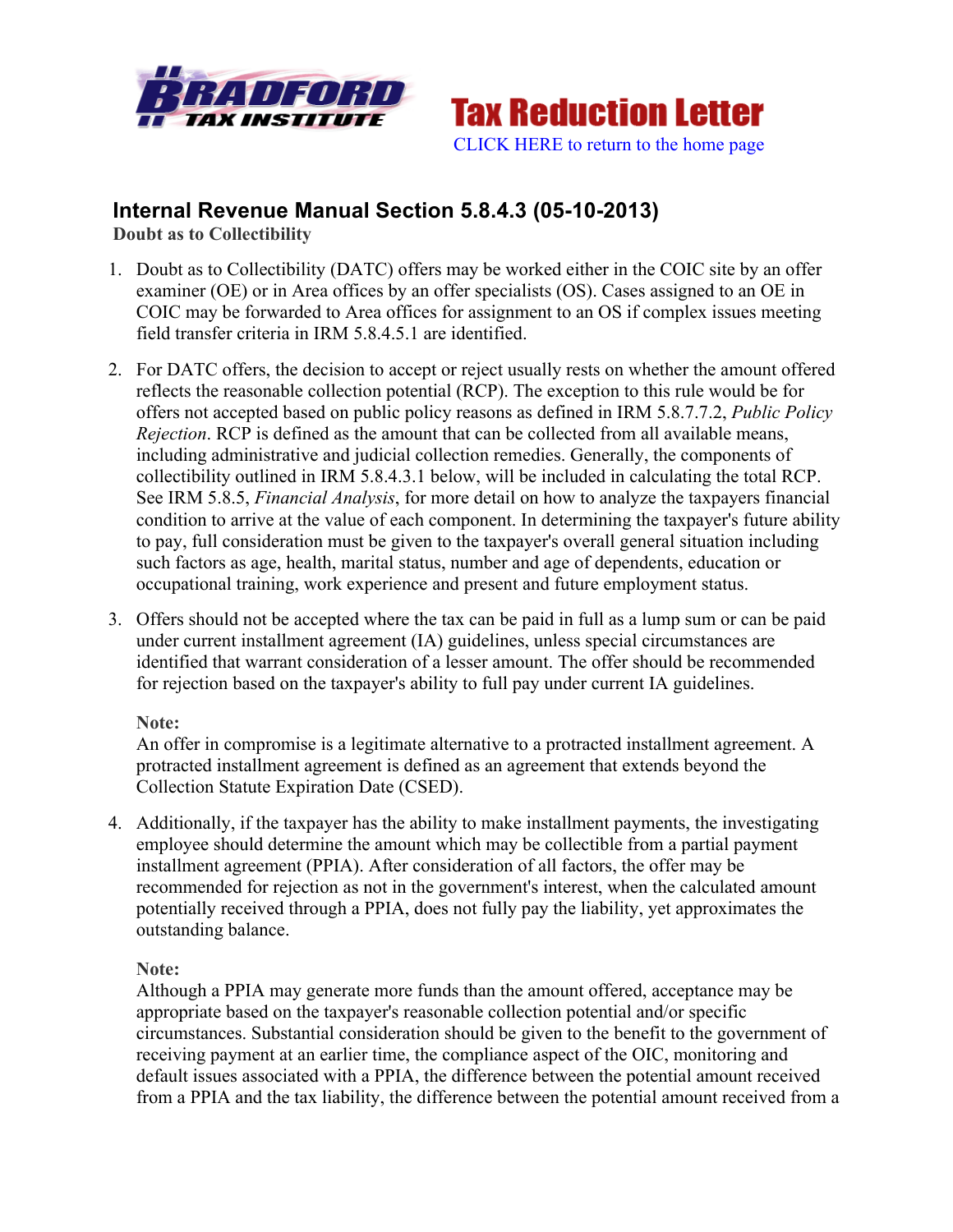# Tax Reduction Letter

CLICK HERE to return to the home page

## Internal Revenue Manual Section 5.8.4.3 (05-10-2013)

**Doubt as to Collectibility**

1. Doubt as to Collectibility (DATC) offers may be worked either in the COIC site by an offer examiner (OE) or in Area offices by an offer specialists (OS). Cases assigned to an OE in COIC may be forwarded to Area offices for assignment to an OS if complex issues meeting field transfer criteria in IRM 5.8.4.5.1 are identified.

2. For DATC offers, the decision to accept or reject usually rests on whether the amount offered reflects the reasonable collection potential (RCP). The exception to this rule would be for offers not accepted based on public policy reasons as defined in IRM 5.8.7.7.2, *Public Policy Rejection*. RCP is defined as the amount that can be collected from all available means, including administrative and judicial collection remedies. Generally, the components of collectibility outlined in IRM 5.8.4.3.1 below, will be included in calculating the total RCP. See IRM 5.8.5, *Financial Analysis*, for more detail on how to analyze the taxpayers financial condition to arrive at the value of each component. In determining the taxpayer's future ability to pay, full consideration must be given to the taxpayer's overall general situation including such factors as age, health, marital status, number and age of dependents, education or occupational training, work experience and present and future employment status.

3. Offers should not be accepted where the tax can be paid in full as a lump sum or can be paid under current installment agreement (IA) guidelines, unless special circumstances are identified that warrant consideration of a lesser amount. The offer should be recommended for rejection based on the taxpayer's ability to full pay under current IA guidelines.

   **Note:**
   An offer in compromise is a legitimate alternative to a protracted installment agreement. A protracted installment agreement is defined as an agreement that extends beyond the Collection Statute Expiration Date (CSED).

4. Additionally, if the taxpayer has the ability to make installment payments, the investigating employee should determine the amount which may be collectible from a partial payment installment agreement (PPIA). After consideration of all factors, the offer may be recommended for rejection as not in the government's interest, when the calculated amount potentially received through a PPIA, does not fully pay the liability, yet approximates the outstanding balance.

   **Note:**
   Although a PPIA may generate more funds than the amount offered, acceptance may be appropriate based on the taxpayer's reasonable collection potential and/or specific circumstances. Substantial consideration should be given to the benefit to the government of receiving payment at an earlier time, the compliance aspect of the OIC, monitoring and default issues associated with a PPIA, the difference between the potential amount received from a PPIA and the tax liability, the difference between the potential amount received from a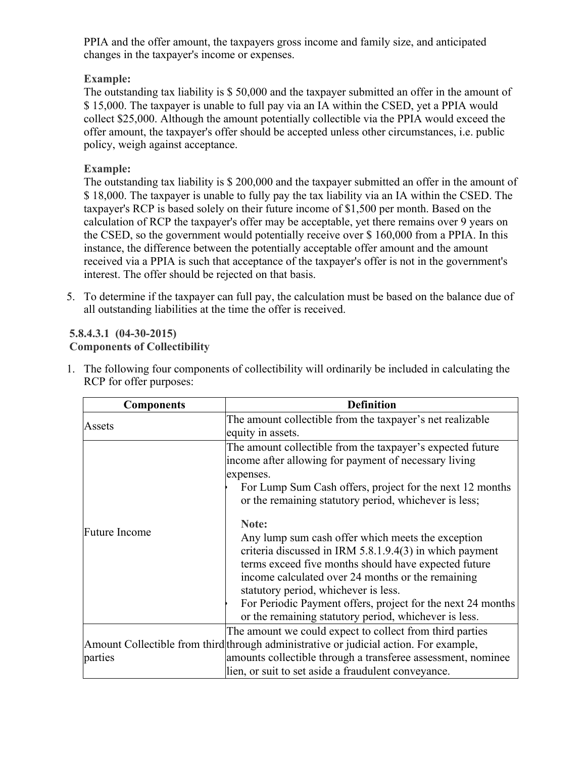PPIA and the offer amount, the taxpayers gross income and family size, and anticipated changes in the taxpayer's income or expenses.

**Example:**
The outstanding tax liability is $ 50,000 and the taxpayer submitted an offer in the amount of $ 15,000. The taxpayer is unable to full pay via an IA within the CSED, yet a PPIA would collect $25,000. Although the amount potentially collectible via the PPIA would exceed the offer amount, the taxpayer's offer should be accepted unless other circumstances, i.e. public policy, weigh against acceptance.

**Example:**
The outstanding tax liability is $ 200,000 and the taxpayer submitted an offer in the amount of $ 18,000. The taxpayer is unable to fully pay the tax liability via an IA within the CSED. The taxpayer's RCP is based solely on their future income of $1,500 per month. Based on the calculation of RCP the taxpayer's offer may be acceptable, yet there remains over 9 years on the CSED, so the government would potentially receive over $ 160,000 from a PPIA. In this instance, the difference between the potentially acceptable offer amount and the amount received via a PPIA is such that acceptance of the taxpayer's offer is not in the government's interest. The offer should be rejected on that basis.

5. To determine if the taxpayer can full pay, the calculation must be based on the balance due of all outstanding liabilities at the time the offer is received.

### 5.8.4.3.1 (04-30-2015) Components of Collectibility

1. The following four components of collectibility will ordinarily be included in calculating the RCP for offer purposes:

| Components | Definition |
|---|---|
| Assets | The amount collectible from the taxpayer's net realizable equity in assets. |
| Future Income | The amount collectible from the taxpayer's expected future income after allowing for payment of necessary living expenses.<br>• For Lump Sum Cash offers, project for the next 12 months or the remaining statutory period, whichever is less;<br><br>**Note:**<br>Any lump sum cash offer which meets the exception criteria discussed in IRM 5.8.1.9.4(3) in which payment terms exceed five months should have expected future income calculated over 24 months or the remaining statutory period, whichever is less.<br>• For Periodic Payment offers, project for the next 24 months or the remaining statutory period, whichever is less. |
| Amount Collectible from third parties | The amount we could expect to collect from third parties through administrative or judicial action. For example, amounts collectible through a transferee assessment, nominee lien, or suit to set aside a fraudulent conveyance. |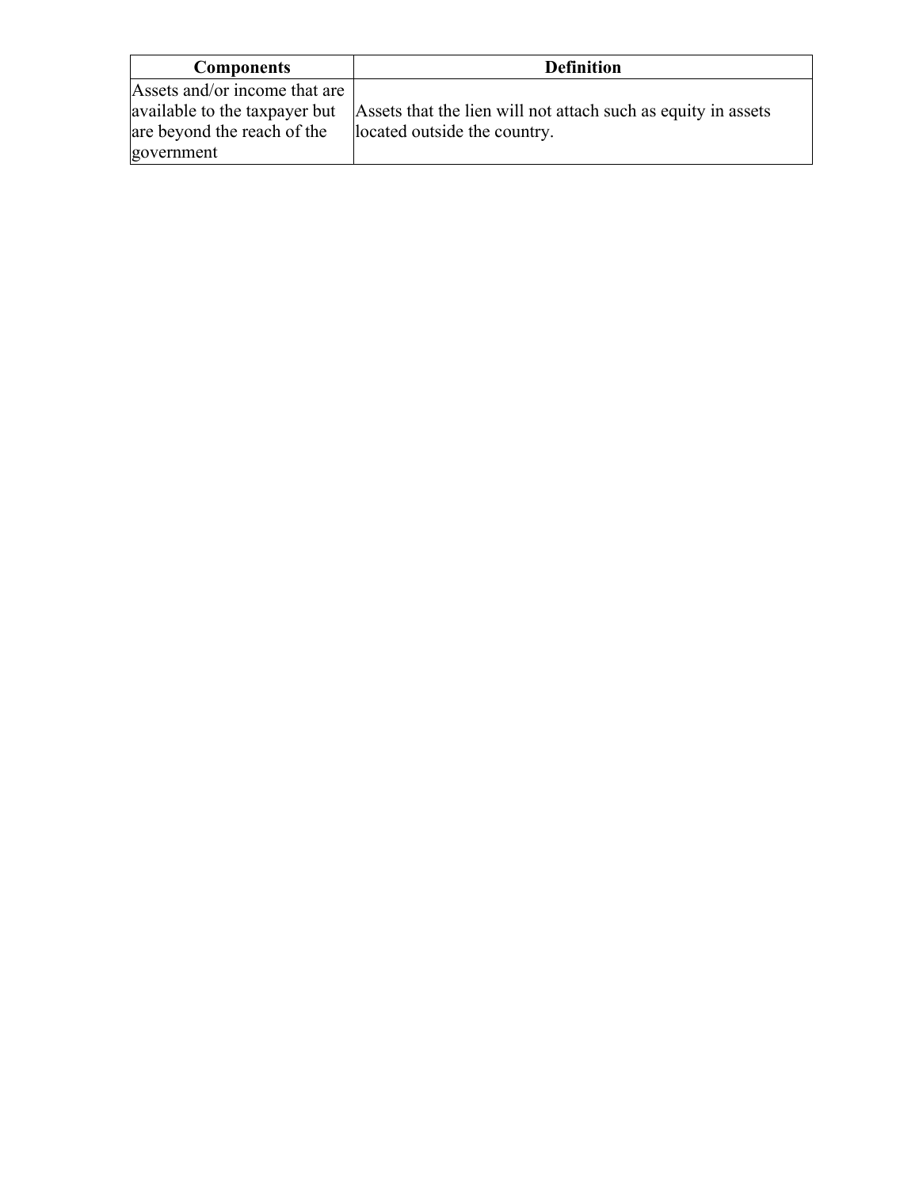| Components | Definition |
| --- | --- |
| Assets and/or income that are available to the taxpayer but are beyond the reach of the government | Assets that the lien will not attach such as equity in assets located outside the country. |